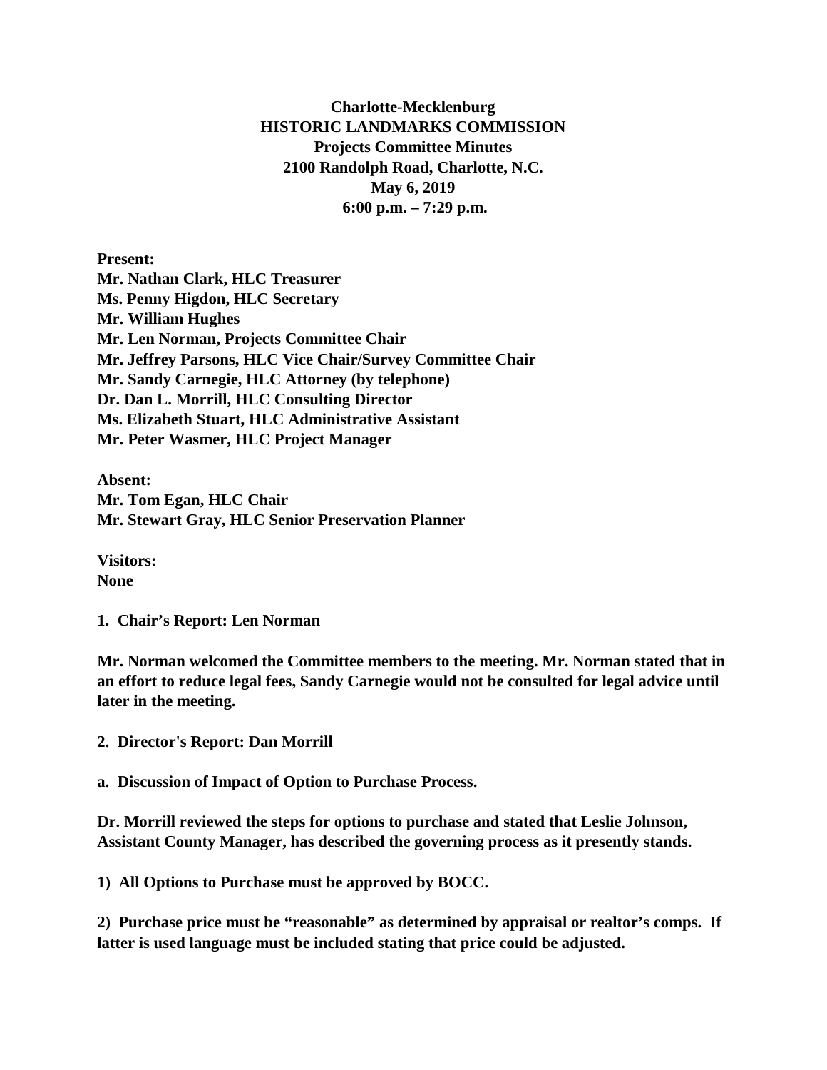# Charlotte-Mecklenburg
# HISTORIC LANDMARKS COMMISSION
## Projects Committee Minutes
**2100 Randolph Road, Charlotte, N.C.**
**May 6, 2019**
**6:00 p.m. – 7:29 p.m.**

**Present:**
**Mr. Nathan Clark, HLC Treasurer**
**Ms. Penny Higdon, HLC Secretary**
**Mr. William Hughes**
**Mr. Len Norman, Projects Committee Chair**
**Mr. Jeffrey Parsons, HLC Vice Chair/Survey Committee Chair**
**Mr. Sandy Carnegie, HLC Attorney (by telephone)**
**Dr. Dan L. Morrill, HLC Consulting Director**
**Ms. Elizabeth Stuart, HLC Administrative Assistant**
**Mr. Peter Wasmer, HLC Project Manager**

**Absent:**
**Mr. Tom Egan, HLC Chair**
**Mr. Stewart Gray, HLC Senior Preservation Planner**

**Visitors:**
**None**

**1. Chair's Report: Len Norman**

**Mr. Norman welcomed the Committee members to the meeting. Mr. Norman stated that in an effort to reduce legal fees, Sandy Carnegie would not be consulted for legal advice until later in the meeting.**

**2. Director's Report: Dan Morrill**

**a. Discussion of Impact of Option to Purchase Process.**

**Dr. Morrill reviewed the steps for options to purchase and stated that Leslie Johnson, Assistant County Manager, has described the governing process as it presently stands.**

**1) All Options to Purchase must be approved by BOCC.**

**2) Purchase price must be "reasonable" as determined by appraisal or realtor's comps. If latter is used language must be included stating that price could be adjusted.**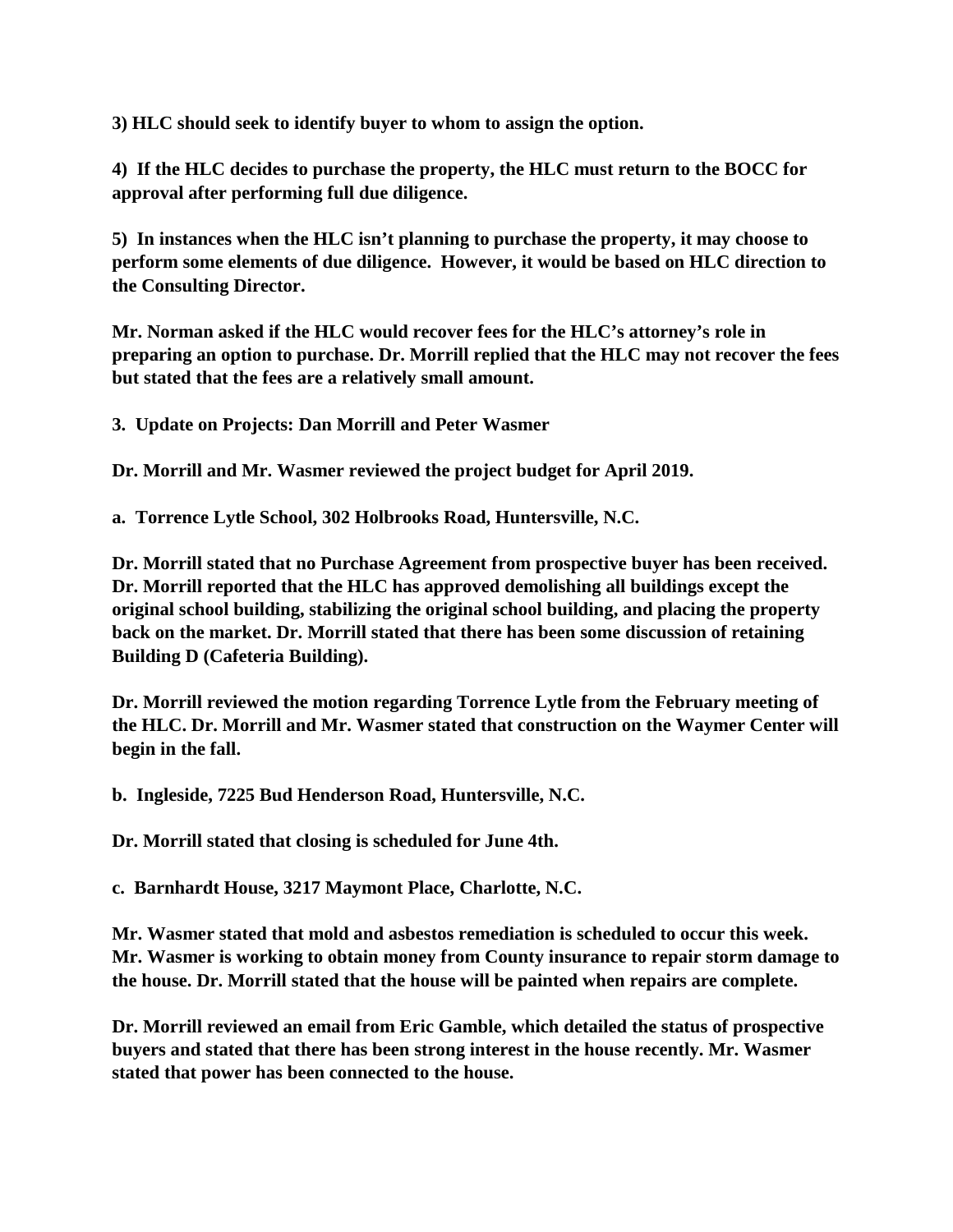**3) HLC should seek to identify buyer to whom to assign the option.**

**4) If the HLC decides to purchase the property, the HLC must return to the BOCC for approval after performing full due diligence.**

**5) In instances when the HLC isn't planning to purchase the property, it may choose to perform some elements of due diligence. However, it would be based on HLC direction to the Consulting Director.**

**Mr. Norman asked if the HLC would recover fees for the HLC's attorney's role in preparing an option to purchase. Dr. Morrill replied that the HLC may not recover the fees but stated that the fees are a relatively small amount.**

**3. Update on Projects: Dan Morrill and Peter Wasmer**

**Dr. Morrill and Mr. Wasmer reviewed the project budget for April 2019.**

**a. Torrence Lytle School, 302 Holbrooks Road, Huntersville, N.C.**

**Dr. Morrill stated that no Purchase Agreement from prospective buyer has been received. Dr. Morrill reported that the HLC has approved demolishing all buildings except the original school building, stabilizing the original school building, and placing the property back on the market. Dr. Morrill stated that there has been some discussion of retaining Building D (Cafeteria Building).**

**Dr. Morrill reviewed the motion regarding Torrence Lytle from the February meeting of the HLC. Dr. Morrill and Mr. Wasmer stated that construction on the Waymer Center will begin in the fall.**

**b. Ingleside, 7225 Bud Henderson Road, Huntersville, N.C.**

**Dr. Morrill stated that closing is scheduled for June 4th.**

**c. Barnhardt House, 3217 Maymont Place, Charlotte, N.C.**

**Mr. Wasmer stated that mold and asbestos remediation is scheduled to occur this week. Mr. Wasmer is working to obtain money from County insurance to repair storm damage to the house. Dr. Morrill stated that the house will be painted when repairs are complete.**

**Dr. Morrill reviewed an email from Eric Gamble, which detailed the status of prospective buyers and stated that there has been strong interest in the house recently. Mr. Wasmer stated that power has been connected to the house.**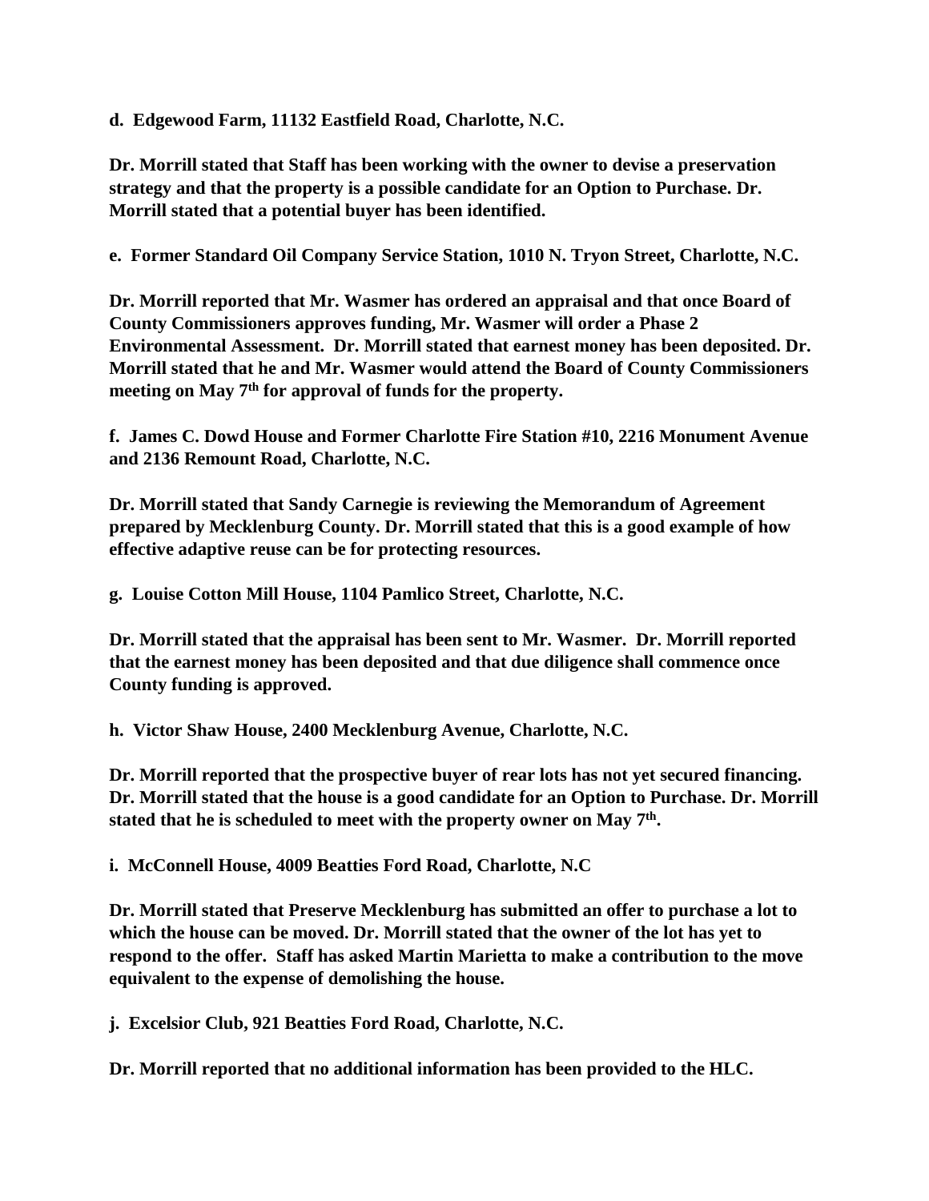**d. Edgewood Farm, 11132 Eastfield Road, Charlotte, N.C.**

**Dr. Morrill stated that Staff has been working with the owner to devise a preservation strategy and that the property is a possible candidate for an Option to Purchase. Dr. Morrill stated that a potential buyer has been identified.**

**e. Former Standard Oil Company Service Station, 1010 N. Tryon Street, Charlotte, N.C.**

**Dr. Morrill reported that Mr. Wasmer has ordered an appraisal and that once Board of County Commissioners approves funding, Mr. Wasmer will order a Phase 2 Environmental Assessment. Dr. Morrill stated that earnest money has been deposited. Dr. Morrill stated that he and Mr. Wasmer would attend the Board of County Commissioners meeting on May 7th for approval of funds for the property.**

**f. James C. Dowd House and Former Charlotte Fire Station #10, 2216 Monument Avenue and 2136 Remount Road, Charlotte, N.C.**

**Dr. Morrill stated that Sandy Carnegie is reviewing the Memorandum of Agreement prepared by Mecklenburg County. Dr. Morrill stated that this is a good example of how effective adaptive reuse can be for protecting resources.**

**g. Louise Cotton Mill House, 1104 Pamlico Street, Charlotte, N.C.**

**Dr. Morrill stated that the appraisal has been sent to Mr. Wasmer. Dr. Morrill reported that the earnest money has been deposited and that due diligence shall commence once County funding is approved.**

**h. Victor Shaw House, 2400 Mecklenburg Avenue, Charlotte, N.C.**

**Dr. Morrill reported that the prospective buyer of rear lots has not yet secured financing. Dr. Morrill stated that the house is a good candidate for an Option to Purchase. Dr. Morrill stated that he is scheduled to meet with the property owner on May 7th.**

**i. McConnell House, 4009 Beatties Ford Road, Charlotte, N.C**

**Dr. Morrill stated that Preserve Mecklenburg has submitted an offer to purchase a lot to which the house can be moved. Dr. Morrill stated that the owner of the lot has yet to respond to the offer. Staff has asked Martin Marietta to make a contribution to the move equivalent to the expense of demolishing the house.**

**j. Excelsior Club, 921 Beatties Ford Road, Charlotte, N.C.**

**Dr. Morrill reported that no additional information has been provided to the HLC.**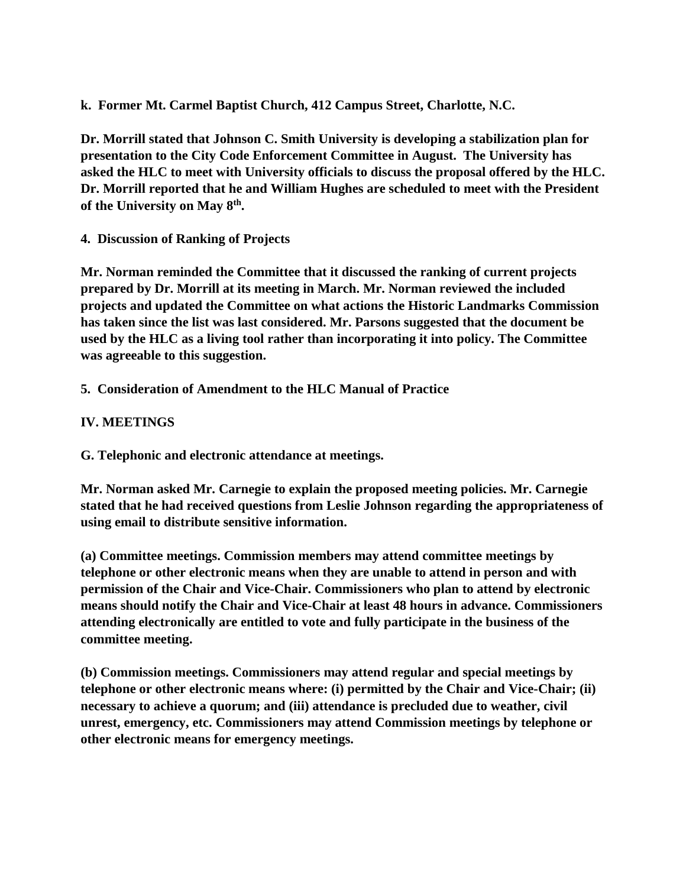**k. Former Mt. Carmel Baptist Church, 412 Campus Street, Charlotte, N.C.**

**Dr. Morrill stated that Johnson C. Smith University is developing a stabilization plan for presentation to the City Code Enforcement Committee in August. The University has asked the HLC to meet with University officials to discuss the proposal offered by the HLC. Dr. Morrill reported that he and William Hughes are scheduled to meet with the President of the University on May 8th.**

**4. Discussion of Ranking of Projects**

**Mr. Norman reminded the Committee that it discussed the ranking of current projects prepared by Dr. Morrill at its meeting in March. Mr. Norman reviewed the included projects and updated the Committee on what actions the Historic Landmarks Commission has taken since the list was last considered. Mr. Parsons suggested that the document be used by the HLC as a living tool rather than incorporating it into policy. The Committee was agreeable to this suggestion.**

**5. Consideration of Amendment to the HLC Manual of Practice**

**IV. MEETINGS**

**G. Telephonic and electronic attendance at meetings.**

**Mr. Norman asked Mr. Carnegie to explain the proposed meeting policies. Mr. Carnegie stated that he had received questions from Leslie Johnson regarding the appropriateness of using email to distribute sensitive information.**

**(a) Committee meetings. Commission members may attend committee meetings by telephone or other electronic means when they are unable to attend in person and with permission of the Chair and Vice-Chair. Commissioners who plan to attend by electronic means should notify the Chair and Vice-Chair at least 48 hours in advance. Commissioners attending electronically are entitled to vote and fully participate in the business of the committee meeting.**

**(b) Commission meetings. Commissioners may attend regular and special meetings by telephone or other electronic means where: (i) permitted by the Chair and Vice-Chair; (ii) necessary to achieve a quorum; and (iii) attendance is precluded due to weather, civil unrest, emergency, etc. Commissioners may attend Commission meetings by telephone or other electronic means for emergency meetings.**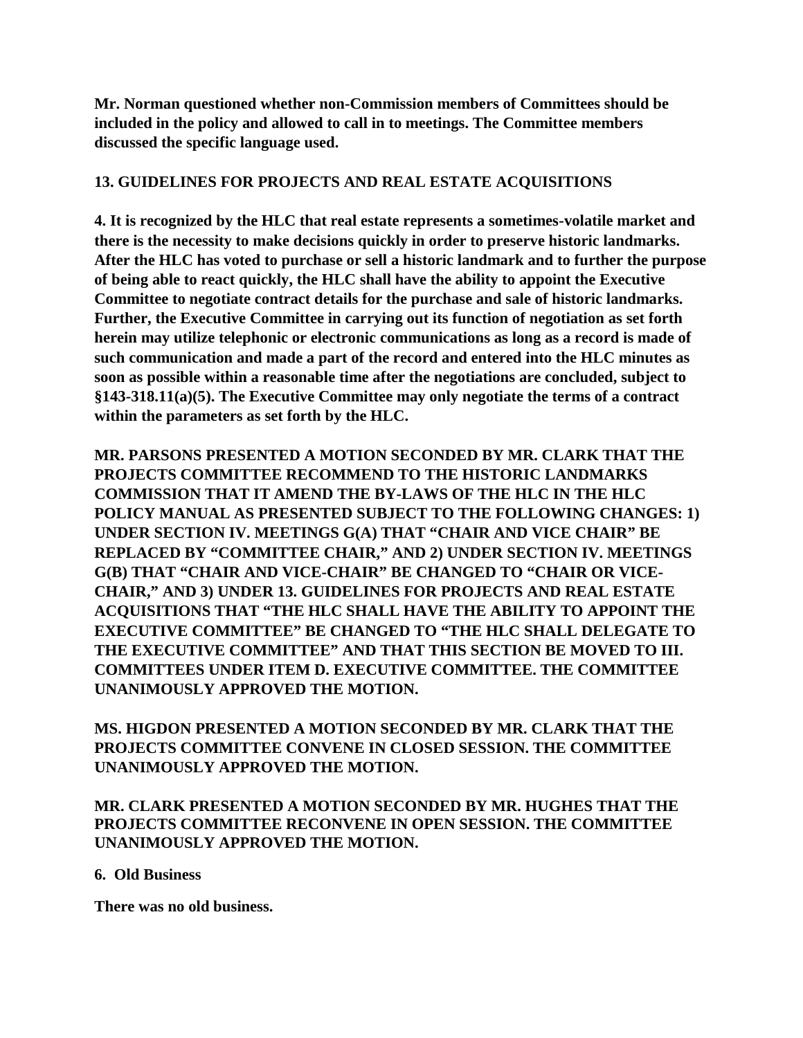**Mr. Norman questioned whether non-Commission members of Committees should be included in the policy and allowed to call in to meetings. The Committee members discussed the specific language used.**

**13. GUIDELINES FOR PROJECTS AND REAL ESTATE ACQUISITIONS**

**4. It is recognized by the HLC that real estate represents a sometimes-volatile market and there is the necessity to make decisions quickly in order to preserve historic landmarks. After the HLC has voted to purchase or sell a historic landmark and to further the purpose of being able to react quickly, the HLC shall have the ability to appoint the Executive Committee to negotiate contract details for the purchase and sale of historic landmarks. Further, the Executive Committee in carrying out its function of negotiation as set forth herein may utilize telephonic or electronic communications as long as a record is made of such communication and made a part of the record and entered into the HLC minutes as soon as possible within a reasonable time after the negotiations are concluded, subject to §143-318.11(a)(5). The Executive Committee may only negotiate the terms of a contract within the parameters as set forth by the HLC.**

**MR. PARSONS PRESENTED A MOTION SECONDED BY MR. CLARK THAT THE PROJECTS COMMITTEE RECOMMEND TO THE HISTORIC LANDMARKS COMMISSION THAT IT AMEND THE BY-LAWS OF THE HLC IN THE HLC POLICY MANUAL AS PRESENTED SUBJECT TO THE FOLLOWING CHANGES: 1) UNDER SECTION IV. MEETINGS G(A) THAT "CHAIR AND VICE CHAIR" BE REPLACED BY "COMMITTEE CHAIR," AND 2) UNDER SECTION IV. MEETINGS G(B) THAT "CHAIR AND VICE-CHAIR" BE CHANGED TO "CHAIR OR VICE-CHAIR," AND 3) UNDER 13. GUIDELINES FOR PROJECTS AND REAL ESTATE ACQUISITIONS THAT "THE HLC SHALL HAVE THE ABILITY TO APPOINT THE EXECUTIVE COMMITTEE" BE CHANGED TO "THE HLC SHALL DELEGATE TO THE EXECUTIVE COMMITTEE" AND THAT THIS SECTION BE MOVED TO III. COMMITTEES UNDER ITEM D. EXECUTIVE COMMITTEE. THE COMMITTEE UNANIMOUSLY APPROVED THE MOTION.**

**MS. HIGDON PRESENTED A MOTION SECONDED BY MR. CLARK THAT THE PROJECTS COMMITTEE CONVENE IN CLOSED SESSION. THE COMMITTEE UNANIMOUSLY APPROVED THE MOTION.**

**MR. CLARK PRESENTED A MOTION SECONDED BY MR. HUGHES THAT THE PROJECTS COMMITTEE RECONVENE IN OPEN SESSION. THE COMMITTEE UNANIMOUSLY APPROVED THE MOTION.**

**6. Old Business**

**There was no old business.**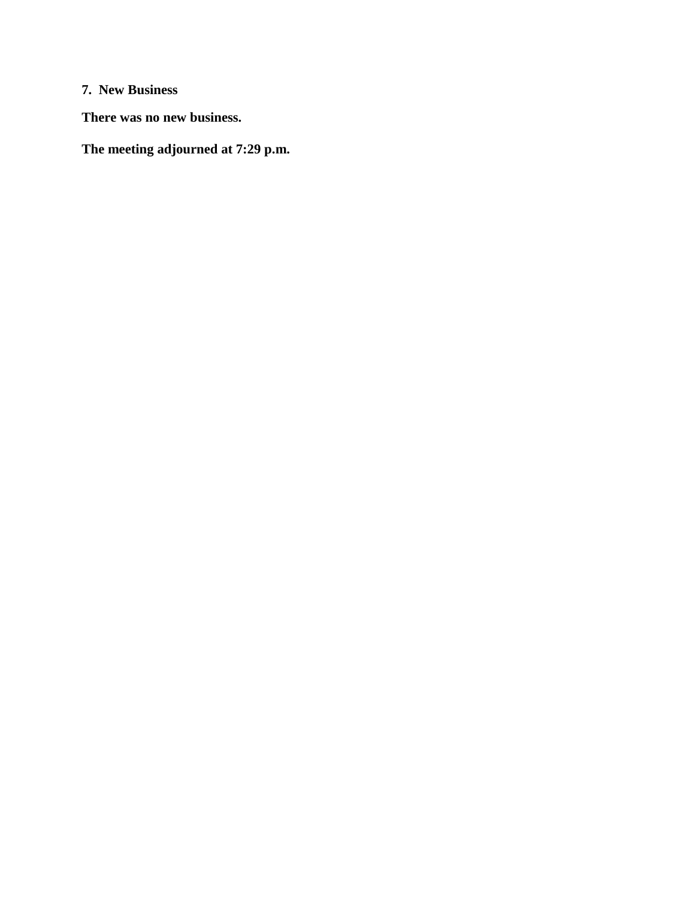**7. New Business**

**There was no new business.**

**The meeting adjourned at 7:29 p.m.**